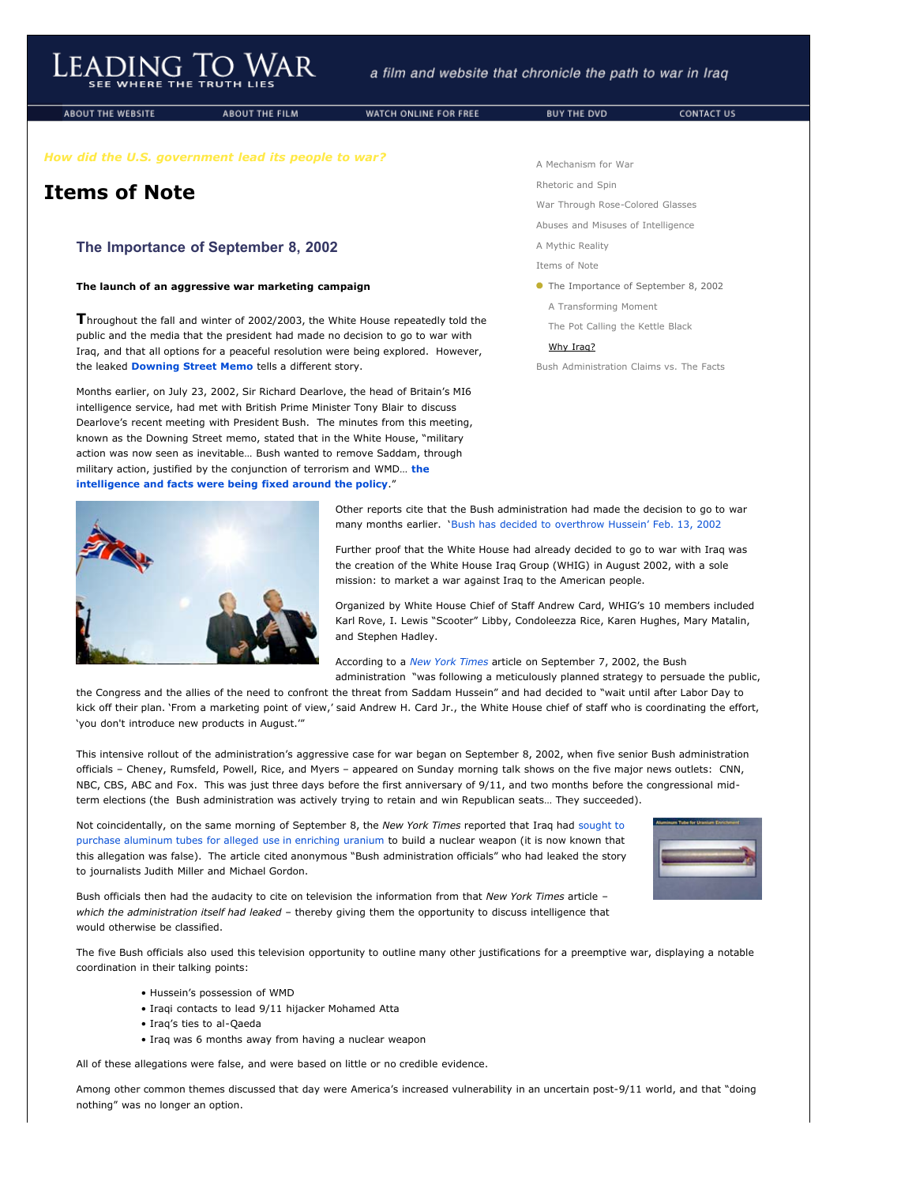# Leading To War

SEE WHERE THE TRUTH LIES

*a film and website that chronicle the path to war in Iraq*

ABOUT THE WEBSITE | ABOUT THE FILM | WATCH ONLINE FOR FREE | BUY THE DVD | CONTACT US

*How did the U.S. government lead its people to war?*

## Items of Note

- A Mechanism for War
- Rhetoric and Spin
- War Through Rose-Colored Glasses
- Abuses and Misuses of Intelligence
- A Mythic Reality
- Items of Note
- The Importance of September 8, 2002
  - A Transforming Moment
  - The Pot Calling the Kettle Black
  - Why Iraq?
- Bush Administration Claims vs. The Facts

### The Importance of September 8, 2002

**The launch of an aggressive war marketing campaign**

Throughout the fall and winter of 2002/2003, the White House repeatedly told the public and the media that the president had made no decision to go to war with Iraq, and that all options for a peaceful resolution were being explored. However, the leaked **Downing Street Memo** tells a different story.

Months earlier, on July 23, 2002, Sir Richard Dearlove, the head of Britain's MI6 intelligence service, had met with British Prime Minister Tony Blair to discuss Dearlove's recent meeting with President Bush. The minutes from this meeting, known as the Downing Street memo, stated that in the White House, "military action was now seen as inevitable… Bush wanted to remove Saddam, through military action, justified by the conjunction of terrorism and WMD… **the intelligence and facts were being fixed around the policy**."

Other reports cite that the Bush administration had made the decision to go to war many months earlier. 'Bush has decided to overthrow Hussein' Feb. 13, 2002

Further proof that the White House had already decided to go to war with Iraq was the creation of the White House Iraq Group (WHIG) in August 2002, with a sole mission: to market a war against Iraq to the American people.

Organized by White House Chief of Staff Andrew Card, WHIG's 10 members included Karl Rove, I. Lewis "Scooter" Libby, Condoleezza Rice, Karen Hughes, Mary Matalin, and Stephen Hadley.

According to a *New York Times* article on September 7, 2002, the Bush administration "was following a meticulously planned strategy to persuade the public, the Congress and the allies of the need to confront the threat from Saddam Hussein" and had decided to "wait until after Labor Day to kick off their plan. 'From a marketing point of view,' said Andrew H. Card Jr., the White House chief of staff who is coordinating the effort, 'you don't introduce new products in August.'"

This intensive rollout of the administration's aggressive case for war began on September 8, 2002, when five senior Bush administration officials – Cheney, Rumsfeld, Powell, Rice, and Myers – appeared on Sunday morning talk shows on the five major news outlets: CNN, NBC, CBS, ABC and Fox. This was just three days before the first anniversary of 9/11, and two months before the congressional mid-term elections (the Bush administration was actively trying to retain and win Republican seats… They succeeded).

Not coincidentally, on the same morning of September 8, the *New York Times* reported that Iraq had sought to purchase aluminum tubes for alleged use in enriching uranium to build a nuclear weapon (it is now known that this allegation was false). The article cited anonymous "Bush administration officials" who had leaked the story to journalists Judith Miller and Michael Gordon.

Bush officials then had the audacity to cite on television the information from that *New York Times* article – *which the administration itself had leaked* – thereby giving them the opportunity to discuss intelligence that would otherwise be classified.

The five Bush officials also used this television opportunity to outline many other justifications for a preemptive war, displaying a notable coordination in their talking points:

- Hussein's possession of WMD
- Iraqi contacts to lead 9/11 hijacker Mohamed Atta
- Iraq's ties to al-Qaeda
- Iraq was 6 months away from having a nuclear weapon

All of these allegations were false, and were based on little or no credible evidence.

Among other common themes discussed that day were America's increased vulnerability in an uncertain post-9/11 world, and that "doing nothing" was no longer an option.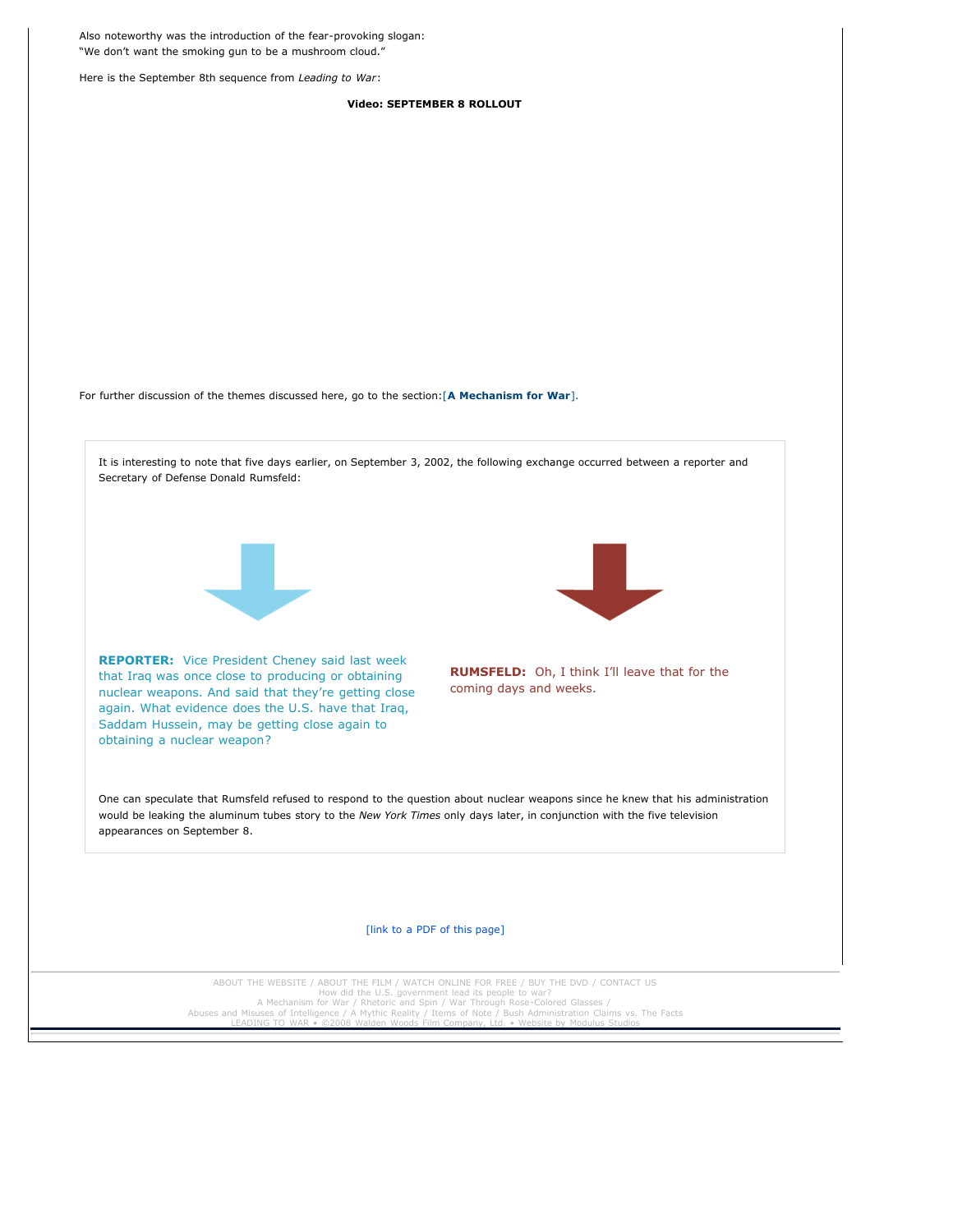Also noteworthy was the introduction of the fear-provoking slogan:
"We don't want the smoking gun to be a mushroom cloud."

Here is the September 8th sequence from *Leading to War*:

**Video: SEPTEMBER 8 ROLLOUT**

For further discussion of the themes discussed here, go to the section:[**A Mechanism for War**].

It is interesting to note that five days earlier, on September 3, 2002, the following exchange occurred between a reporter and Secretary of Defense Donald Rumsfeld:

**REPORTER:** Vice President Cheney said last week that Iraq was once close to producing or obtaining nuclear weapons. And said that they're getting close again. What evidence does the U.S. have that Iraq, Saddam Hussein, may be getting close again to obtaining a nuclear weapon?

**RUMSFELD:** Oh, I think I'll leave that for the coming days and weeks.

One can speculate that Rumsfeld refused to respond to the question about nuclear weapons since he knew that his administration would be leaking the aluminum tubes story to the *New York Times* only days later, in conjunction with the five television appearances on September 8.

[link to a PDF of this page]

ABOUT THE WEBSITE / ABOUT THE FILM / WATCH ONLINE FOR FREE / BUY THE DVD / CONTACT US
How did the U.S. government lead its people to war?
A Mechanism for War / Rhetoric and Spin / War Through Rose-Colored Glasses /
Abuses and Misuses of Intelligence / A Mythic Reality / Items of Note / Bush Administration Claims vs. The Facts
LEADING TO WAR • ©2008 Walden Woods Film Company, Ltd. • Website by Modulus Studios